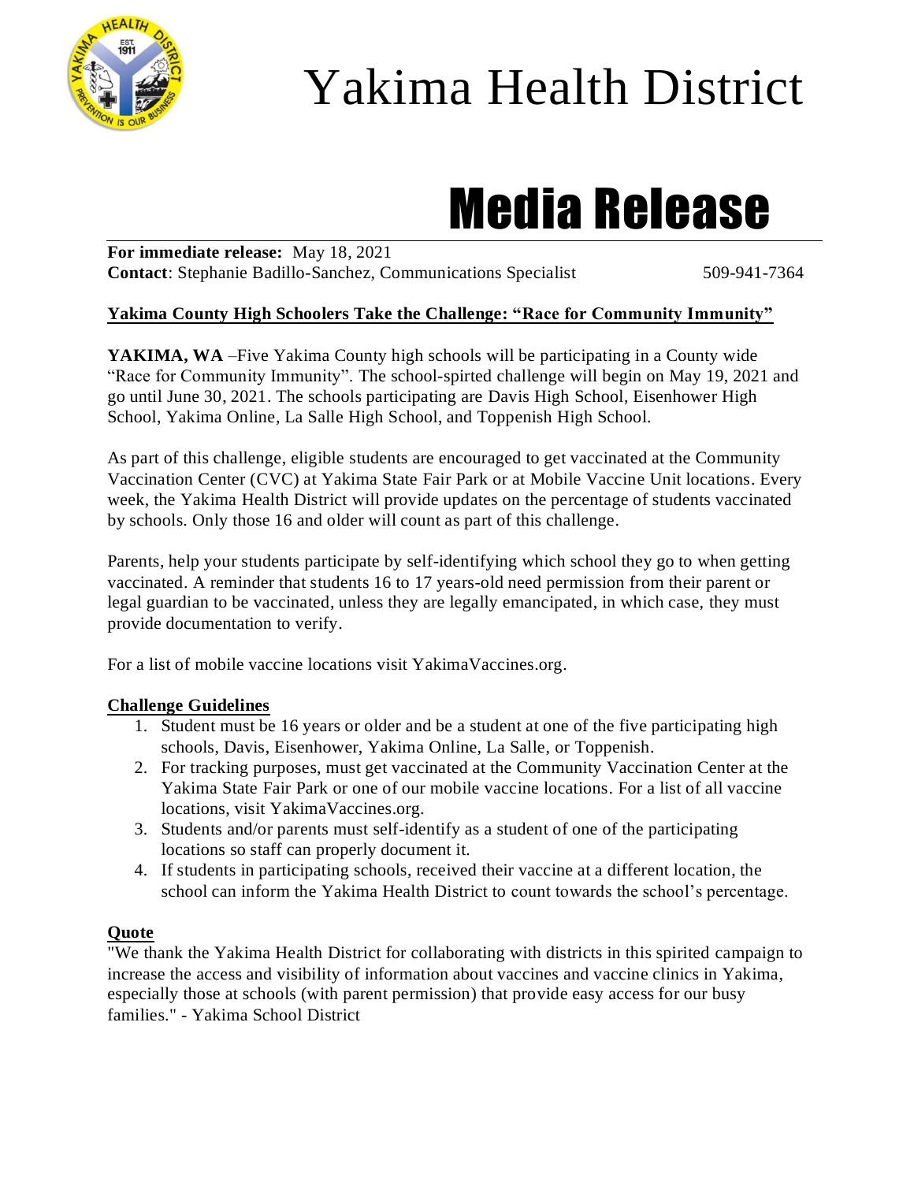# Yakima Health District

# Media Release

**For immediate release:** May 18, 2021
**Contact**: Stephanie Badillo-Sanchez, Communications Specialist 509-941-7364

## Yakima County High Schoolers Take the Challenge: "Race for Community Immunity"

**YAKIMA, WA** –Five Yakima County high schools will be participating in a County wide "Race for Community Immunity". The school-spirted challenge will begin on May 19, 2021 and go until June 30, 2021. The schools participating are Davis High School, Eisenhower High School, Yakima Online, La Salle High School, and Toppenish High School.

As part of this challenge, eligible students are encouraged to get vaccinated at the Community Vaccination Center (CVC) at Yakima State Fair Park or at Mobile Vaccine Unit locations. Every week, the Yakima Health District will provide updates on the percentage of students vaccinated by schools. Only those 16 and older will count as part of this challenge.

Parents, help your students participate by self-identifying which school they go to when getting vaccinated. A reminder that students 16 to 17 years-old need permission from their parent or legal guardian to be vaccinated, unless they are legally emancipated, in which case, they must provide documentation to verify.

For a list of mobile vaccine locations visit YakimaVaccines.org.

### Challenge Guidelines

1. Student must be 16 years or older and be a student at one of the five participating high schools, Davis, Eisenhower, Yakima Online, La Salle, or Toppenish.
2. For tracking purposes, must get vaccinated at the Community Vaccination Center at the Yakima State Fair Park or one of our mobile vaccine locations. For a list of all vaccine locations, visit YakimaVaccines.org.
3. Students and/or parents must self-identify as a student of one of the participating locations so staff can properly document it.
4. If students in participating schools, received their vaccine at a different location, the school can inform the Yakima Health District to count towards the school's percentage.

### Quote

"We thank the Yakima Health District for collaborating with districts in this spirited campaign to increase the access and visibility of information about vaccines and vaccine clinics in Yakima, especially those at schools (with parent permission) that provide easy access for our busy families." - Yakima School District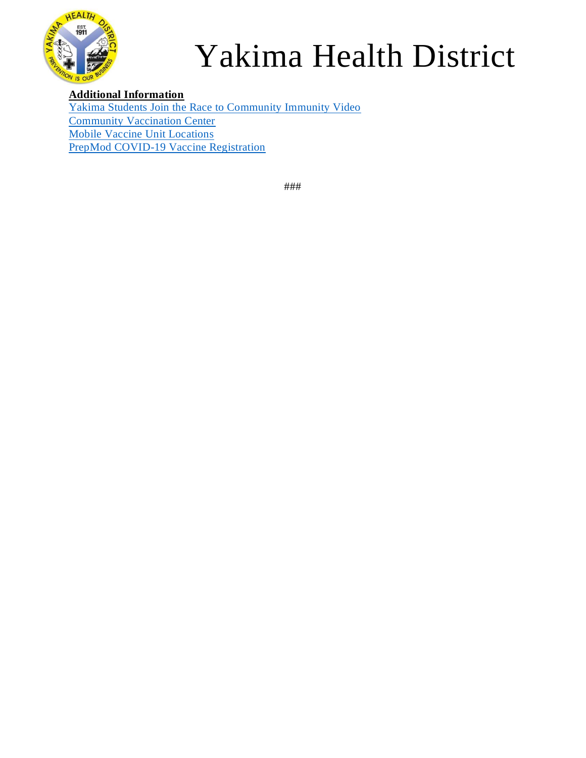# Yakima Health District

**Additional Information**

Yakima Students Join the Race to Community Immunity Video
Community Vaccination Center
Mobile Vaccine Unit Locations
PrepMod COVID-19 Vaccine Registration

###